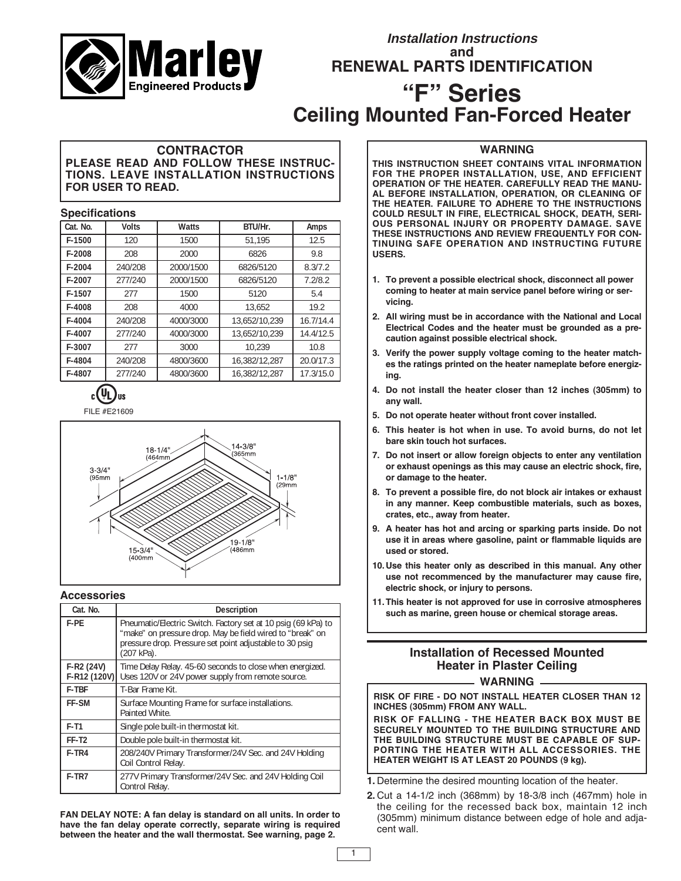Marley Engineered Products

*Installation Instructions* and

# RENEWAL PARTS IDENTIFICATION

# "F" Series

# Ceiling Mounted Fan-Forced Heater

## CONTRACTOR

**PLEASE READ AND FOLLOW THESE INSTRUCTIONS. LEAVE INSTALLATION INSTRUCTIONS FOR USER TO READ.**

### Specifications

| Cat. No. | Volts | Watts | BTU/Hr. | Amps |
|---|---|---|---|---|
| F-1500 | 120 | 1500 | 51,195 | 12.5 |
| F-2008 | 208 | 2000 | 6826 | 9.8 |
| F-2004 | 240/208 | 2000/1500 | 6826/5120 | 8.3/7.2 |
| F-2007 | 277/240 | 2000/1500 | 6826/5120 | 7.2/8.2 |
| F-1507 | 277 | 1500 | 5120 | 5.4 |
| F-4008 | 208 | 4000 | 13,652 | 19.2 |
| F-4004 | 240/208 | 4000/3000 | 13,652/10,239 | 16.7/14.4 |
| F-4007 | 277/240 | 4000/3000 | 13,652/10,239 | 14.4/12.5 |
| F-3007 | 277 | 3000 | 10,239 | 10.8 |
| F-4804 | 240/208 | 4800/3600 | 16,382/12,287 | 20.0/17.3 |
| F-4807 | 277/240 | 4800/3600 | 16,382/12,287 | 17.3/15.0 |

c UL us

FILE #E21609

18-1/4" (464mm)
14-3/8" (365mm
3-3/4" (95mm
1-1/8" (29mm
19-1/8" (486mm
15-3/4" (400mm

### Accessories

| Cat. No. | Description |
|---|---|
| F-PE | Pneumatic/Electric Switch. Factory set at 10 psig (69 kPa) to "make" on pressure drop. May be field wired to "break" on pressure drop. Pressure set point adjustable to 30 psig (207 kPa). |
| F-R2 (24V) F-R12 (120V) | Time Delay Relay. 45-60 seconds to close when energized. Uses 120V or 24V power supply from remote source. |
| F-TBF | T-Bar Frame Kit. |
| FF-SM | Surface Mounting Frame for surface installations. Painted White. |
| F-T1 | Single pole built-in thermostat kit. |
| FF-T2 | Double pole built-in thermostat kit. |
| F-TR4 | 208/240V Primary Transformer/24V Sec. and 24V Holding Coil Control Relay. |
| F-TR7 | 277V Primary Transformer/24V Sec. and 24V Holding Coil Control Relay. |

**FAN DELAY NOTE: A fan delay is standard on all units. In order to have the fan delay operate correctly, separate wiring is required between the heater and the wall thermostat. See warning, page 2.**

## WARNING

**THIS INSTRUCTION SHEET CONTAINS VITAL INFORMATION FOR THE PROPER INSTALLATION, USE, AND EFFICIENT OPERATION OF THE HEATER. CAREFULLY READ THE MANUAL BEFORE INSTALLATION, OPERATION, OR CLEANING OF THE HEATER. FAILURE TO ADHERE TO THE INSTRUCTIONS COULD RESULT IN FIRE, ELECTRICAL SHOCK, DEATH, SERIOUS PERSONAL INJURY OR PROPERTY DAMAGE. SAVE THESE INSTRUCTIONS AND REVIEW FREQUENTLY FOR CONTINUING SAFE OPERATION AND INSTRUCTING FUTURE USERS.**

1. **To prevent a possible electrical shock, disconnect all power coming to heater at main service panel before wiring or servicing.**
2. **All wiring must be in accordance with the National and Local Electrical Codes and the heater must be grounded as a precaution against possible electrical shock.**
3. **Verify the power supply voltage coming to the heater matches the ratings printed on the heater nameplate before energizing.**
4. **Do not install the heater closer than 12 inches (305mm) to any wall.**
5. **Do not operate heater without front cover installed.**
6. **This heater is hot when in use. To avoid burns, do not let bare skin touch hot surfaces.**
7. **Do not insert or allow foreign objects to enter any ventilation or exhaust openings as this may cause an electric shock, fire, or damage to the heater.**
8. **To prevent a possible fire, do not block air intakes or exhaust in any manner. Keep combustible materials, such as boxes, crates, etc., away from heater.**
9. **A heater has hot and arcing or sparking parts inside. Do not use it in areas where gasoline, paint or flammable liquids are used or stored.**
10. **Use this heater only as described in this manual. Any other use not recommended by the manufacturer may cause fire, electric shock, or injury to persons.**
11. **This heater is not approved for use in corrosive atmospheres such as marine, green house or chemical storage areas.**

## Installation of Recessed Mounted Heater in Plaster Ceiling

### WARNING

**RISK OF FIRE - DO NOT INSTALL HEATER CLOSER THAN 12 INCHES (305mm) FROM ANY WALL.**

**RISK OF FALLING - THE HEATER BACK BOX MUST BE SECURELY MOUNTED TO THE BUILDING STRUCTURE AND THE BUILDING STRUCTURE MUST BE CAPABLE OF SUPPORTING THE HEATER WITH ALL ACCESSORIES. THE HEATER WEIGHT IS AT LEAST 20 POUNDS (9 kg).**

1. Determine the desired mounting location of the heater.
2. Cut a 14-1/2 inch (368mm) by 18-3/8 inch (467mm) hole in the ceiling for the recessed back box, maintain 12 inch (305mm) minimum distance between edge of hole and adjacent wall.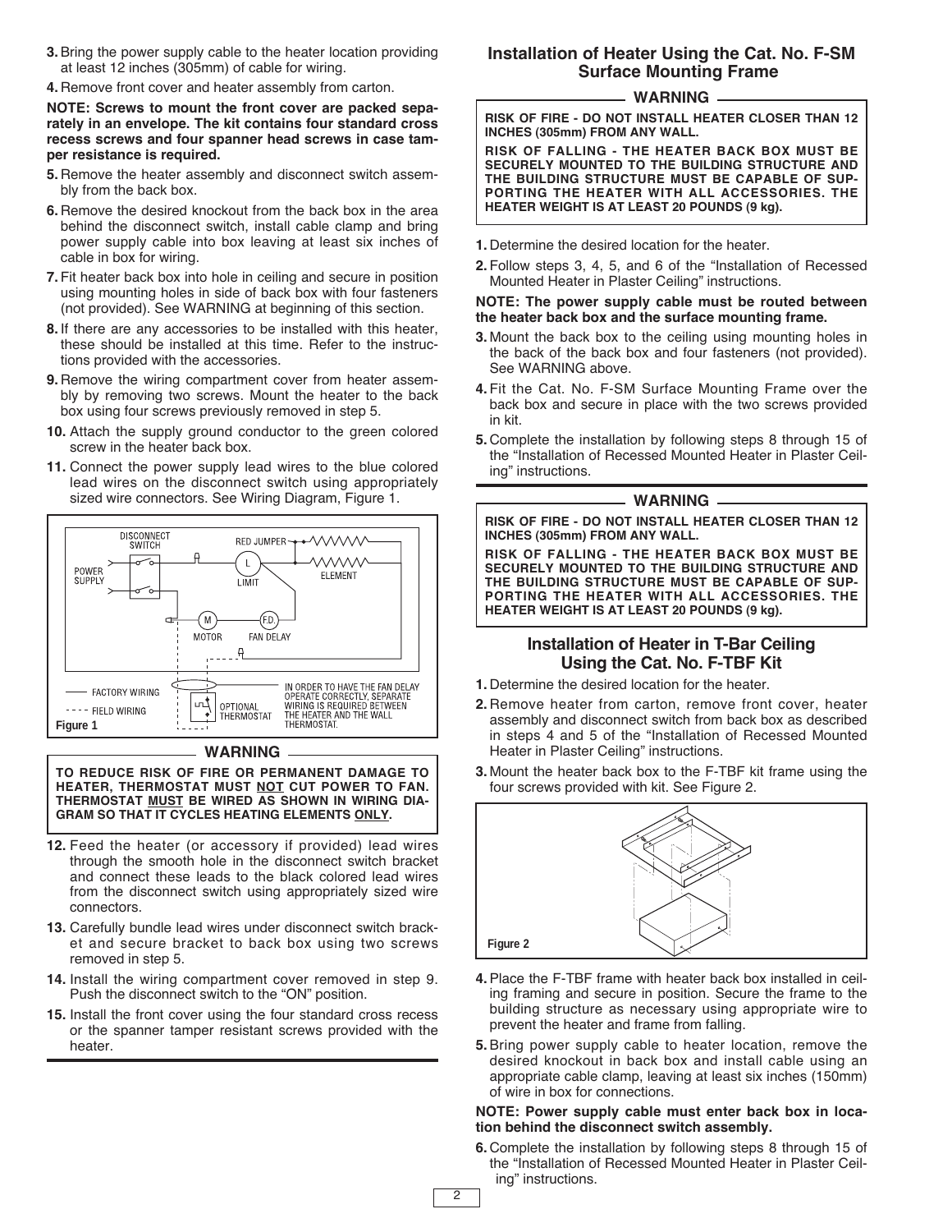3. Bring the power supply cable to the heater location providing at least 12 inches (305mm) of cable for wiring.
4. Remove front cover and heater assembly from carton.

**NOTE: Screws to mount the front cover are packed separately in an envelope. The kit contains four standard cross recess screws and four spanner head screws in case tamper resistance is required.**

5. Remove the heater assembly and disconnect switch assembly from the back box.
6. Remove the desired knockout from the back box in the area behind the disconnect switch, install cable clamp and bring power supply cable into box leaving at least six inches of cable in box for wiring.
7. Fit heater back box into hole in ceiling and secure in position using mounting holes in side of back box with four fasteners (not provided). See WARNING at beginning of this section.
8. If there are any accessories to be installed with this heater, these should be installed at this time. Refer to the instructions provided with the accessories.
9. Remove the wiring compartment cover from heater assembly by removing two screws. Mount the heater to the back box using four screws previously removed in step 5.
10. Attach the supply ground conductor to the green colored screw in the heater back box.
11. Connect the power supply lead wires to the blue colored lead wires on the disconnect switch using appropriately sized wire connectors. See Wiring Diagram, Figure 1.

DISCONNECT SWITCH, POWER SUPPLY, RED JUMPER, L LIMIT, ELEMENT, M MOTOR, F.D. FAN DELAY, FACTORY WIRING, FIELD WIRING, OPTIONAL THERMOSTAT

IN ORDER TO HAVE THE FAN DELAY OPERATE CORRECTLY, SEPARATE WIRING IS REQUIRED BETWEEN THE HEATER AND THE WALL THERMOSTAT.

Figure 1

**WARNING**

**TO REDUCE RISK OF FIRE OR PERMANENT DAMAGE TO HEATER, THERMOSTAT MUST NOT CUT POWER TO FAN. THERMOSTAT MUST BE WIRED AS SHOWN IN WIRING DIAGRAM SO THAT IT CYCLES HEATING ELEMENTS ONLY.**

12. Feed the heater (or accessory if provided) lead wires through the smooth hole in the disconnect switch bracket and connect these leads to the black colored lead wires from the disconnect switch using appropriately sized wire connectors.
13. Carefully bundle lead wires under disconnect switch bracket and secure bracket to back box using two screws removed in step 5.
14. Install the wiring compartment cover removed in step 9. Push the disconnect switch to the "ON" position.
15. Install the front cover using the four standard cross recess or the spanner tamper resistant screws provided with the heater.

## Installation of Heater Using the Cat. No. F-SM Surface Mounting Frame

**WARNING**

**RISK OF FIRE - DO NOT INSTALL HEATER CLOSER THAN 12 INCHES (305mm) FROM ANY WALL.**

**RISK OF FALLING - THE HEATER BACK BOX MUST BE SECURELY MOUNTED TO THE BUILDING STRUCTURE AND THE BUILDING STRUCTURE MUST BE CAPABLE OF SUPPORTING THE HEATER WITH ALL ACCESSORIES. THE HEATER WEIGHT IS AT LEAST 20 POUNDS (9 kg).**

1. Determine the desired location for the heater.
2. Follow steps 3, 4, 5, and 6 of the "Installation of Recessed Mounted Heater in Plaster Ceiling" instructions.

**NOTE: The power supply cable must be routed between the heater back box and the surface mounting frame.**

3. Mount the back box to the ceiling using mounting holes in the back of the back box and four fasteners (not provided). See WARNING above.
4. Fit the Cat. No. F-SM Surface Mounting Frame over the back box and secure in place with the two screws provided in kit.
5. Complete the installation by following steps 8 through 15 of the "Installation of Recessed Mounted Heater in Plaster Ceiling" instructions.

**WARNING**

**RISK OF FIRE - DO NOT INSTALL HEATER CLOSER THAN 12 INCHES (305mm) FROM ANY WALL.**

**RISK OF FALLING - THE HEATER BACK BOX MUST BE SECURELY MOUNTED TO THE BUILDING STRUCTURE AND THE BUILDING STRUCTURE MUST BE CAPABLE OF SUPPORTING THE HEATER WITH ALL ACCESSORIES. THE HEATER WEIGHT IS AT LEAST 20 POUNDS (9 kg).**

## Installation of Heater in T-Bar Ceiling Using the Cat. No. F-TBF Kit

1. Determine the desired location for the heater.
2. Remove heater from carton, remove front cover, heater assembly and disconnect switch from back box as described in steps 4 and 5 of the "Installation of Recessed Mounted Heater in Plaster Ceiling" instructions.
3. Mount the heater back box to the F-TBF kit frame using the four screws provided with kit. See Figure 2.

Figure 2

4. Place the F-TBF frame with heater back box installed in ceiling framing and secure in position. Secure the frame to the building structure as necessary using appropriate wire to prevent the heater and frame from falling.
5. Bring power supply cable to heater location, remove the desired knockout in back box and install cable using an appropriate cable clamp, leaving at least six inches (150mm) of wire in box for connections.

**NOTE: Power supply cable must enter back box in location behind the disconnect switch assembly.**

6. Complete the installation by following steps 8 through 15 of the "Installation of Recessed Mounted Heater in Plaster Ceiling" instructions.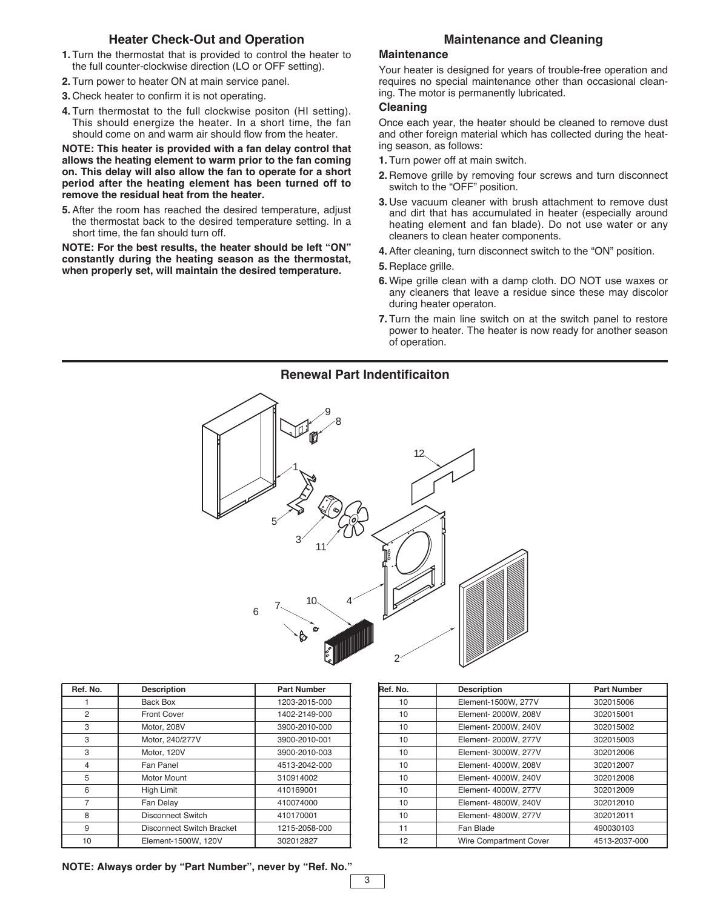## Heater Check-Out and Operation

1. Turn the thermostat that is provided to control the heater to the full counter-clockwise direction (LO or OFF setting).
2. Turn power to heater ON at main service panel.
3. Check heater to confirm it is not operating.
4. Turn thermostat to the full clockwise positon (HI setting). This should energize the heater. In a short time, the fan should come on and warm air should flow from the heater.

**NOTE: This heater is provided with a fan delay control that allows the heating element to warm prior to the fan coming on. This delay will also allow the fan to operate for a short period after the heating element has been turned off to remove the residual heat from the heater.**

5. After the room has reached the desired temperature, adjust the thermostat back to the desired temperature setting. In a short time, the fan should turn off.

**NOTE: For the best results, the heater should be left "ON" constantly during the heating season as the thermostat, when properly set, will maintain the desired temperature.**

## Maintenance and Cleaning

### Maintenance

Your heater is designed for years of trouble-free operation and requires no special maintenance other than occasional cleaning. The motor is permanently lubricated.

### Cleaning

Once each year, the heater should be cleaned to remove dust and other foreign material which has collected during the heating season, as follows:

1. Turn power off at main switch.
2. Remove grille by removing four screws and turn disconnect switch to the "OFF" position.
3. Use vacuum cleaner with brush attachment to remove dust and dirt that has accumulated in heater (especially around heating element and fan blade). Do not use water or any cleaners to clean heater components.
4. After cleaning, turn disconnect switch to the "ON" position.
5. Replace grille.
6. Wipe grille clean with a damp cloth. DO NOT use waxes or any cleaners that leave a residue since these may discolor during heater operaton.
7. Turn the main line switch on at the switch panel to restore power to heater. The heater is now ready for another season of operation.

## Renewal Part Indentificaiton

| Ref. No. | Description | Part Number |
|---|---|---|
| 1 | Back Box | 1203-2015-000 |
| 2 | Front Cover | 1402-2149-000 |
| 3 | Motor, 208V | 3900-2010-000 |
| 3 | Motor, 240/277V | 3900-2010-001 |
| 3 | Motor, 120V | 3900-2010-003 |
| 4 | Fan Panel | 4513-2042-000 |
| 5 | Motor Mount | 310914002 |
| 6 | High Limit | 410169001 |
| 7 | Fan Delay | 410074000 |
| 8 | Disconnect Switch | 410170001 |
| 9 | Disconnect Switch Bracket | 1215-2058-000 |
| 10 | Element-1500W, 120V | 302012827 |
| 10 | Element-1500W, 277V | 302015006 |
| 10 | Element- 2000W, 208V | 302015001 |
| 10 | Element- 2000W, 240V | 302015002 |
| 10 | Element- 2000W, 277V | 302015003 |
| 10 | Element- 3000W, 277V | 302012006 |
| 10 | Element- 4000W, 208V | 302012007 |
| 10 | Element- 4000W, 240V | 302012008 |
| 10 | Element- 4000W, 277V | 302012009 |
| 10 | Element- 4800W, 240V | 302012010 |
| 10 | Element- 4800W, 277V | 302012011 |
| 11 | Fan Blade | 490030103 |
| 12 | Wire Compartment Cover | 4513-2037-000 |

**NOTE: Always order by "Part Number", never by "Ref. No."**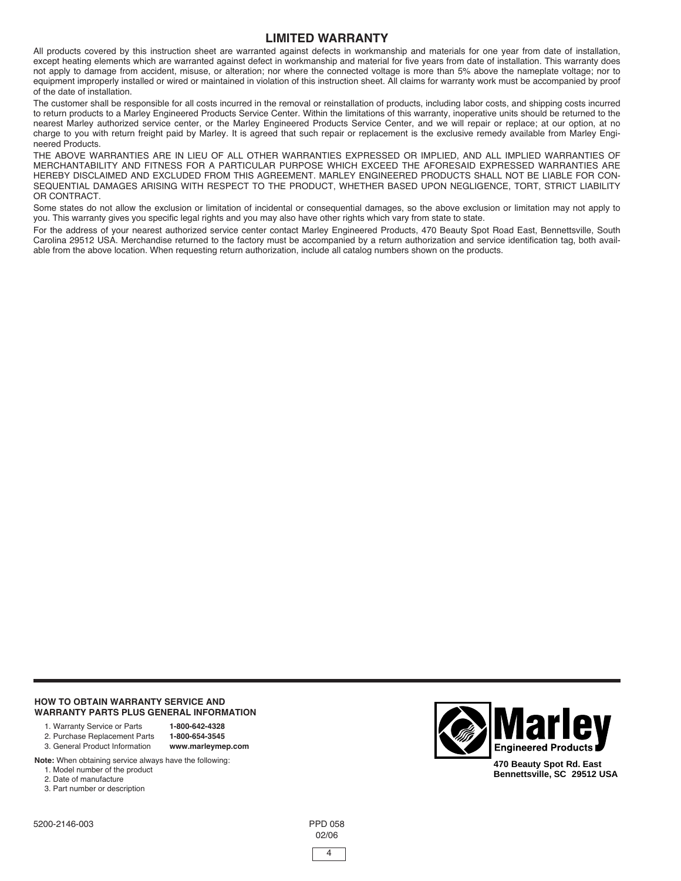# LIMITED WARRANTY

All products covered by this instruction sheet are warranted against defects in workmanship and materials for one year from date of installation, except heating elements which are warranted against defect in workmanship and material for five years from date of installation. This warranty does not apply to damage from accident, misuse, or alteration; nor where the connected voltage is more than 5% above the nameplate voltage; nor to equipment improperly installed or wired or maintained in violation of this instruction sheet. All claims for warranty work must be accompanied by proof of the date of installation.

The customer shall be responsible for all costs incurred in the removal or reinstallation of products, including labor costs, and shipping costs incurred to return products to a Marley Engineered Products Service Center. Within the limitations of this warranty, inoperative units should be returned to the nearest Marley authorized service center, or the Marley Engineered Products Service Center, and we will repair or replace; at our option, at no charge to you with return freight paid by Marley. It is agreed that such repair or replacement is the exclusive remedy available from Marley Engineered Products.

THE ABOVE WARRANTIES ARE IN LIEU OF ALL OTHER WARRANTIES EXPRESSED OR IMPLIED, AND ALL IMPLIED WARRANTIES OF MERCHANTABILITY AND FITNESS FOR A PARTICULAR PURPOSE WHICH EXCEED THE AFORESAID EXPRESSED WARRANTIES ARE HEREBY DISCLAIMED AND EXCLUDED FROM THIS AGREEMENT. MARLEY ENGINEERED PRODUCTS SHALL NOT BE LIABLE FOR CONSEQUENTIAL DAMAGES ARISING WITH RESPECT TO THE PRODUCT, WHETHER BASED UPON NEGLIGENCE, TORT, STRICT LIABILITY OR CONTRACT.

Some states do not allow the exclusion or limitation of incidental or consequential damages, so the above exclusion or limitation may not apply to you. This warranty gives you specific legal rights and you may also have other rights which vary from state to state.

For the address of your nearest authorized service center contact Marley Engineered Products, 470 Beauty Spot Road East, Bennettsville, South Carolina 29512 USA. Merchandise returned to the factory must be accompanied by a return authorization and service identification tag, both available from the above location. When requesting return authorization, include all catalog numbers shown on the products.

---

**HOW TO OBTAIN WARRANTY SERVICE AND WARRANTY PARTS PLUS GENERAL INFORMATION**

1. Warranty Service or Parts **1-800-642-4328**
2. Purchase Replacement Parts **1-800-654-3545**
3. General Product Information **www.marleymep.com**

**Note:** When obtaining service always have the following:
1. Model number of the product
2. Date of manufacture
3. Part number or description

**Marley**
**Engineered Products**

**470 Beauty Spot Rd. East**
**Bennettsville, SC 29512 USA**

5200-2146-003

PPD 058
02/06